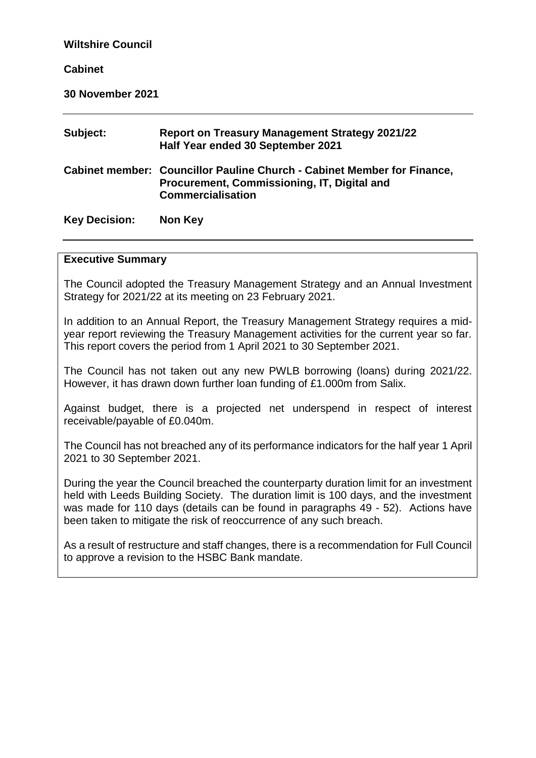**Wiltshire Council**

**Cabinet**

**30 November 2021**

---

| | |
|---|---|
| **Subject:** | **Report on Treasury Management Strategy 2021/22 Half Year ended 30 September 2021** |
| **Cabinet member:** | **Councillor Pauline Church - Cabinet Member for Finance, Procurement, Commissioning, IT, Digital and Commercialisation** |
| **Key Decision:** | **Non Key** |

---

## Executive Summary

The Council adopted the Treasury Management Strategy and an Annual Investment Strategy for 2021/22 at its meeting on 23 February 2021.

In addition to an Annual Report, the Treasury Management Strategy requires a mid-year report reviewing the Treasury Management activities for the current year so far. This report covers the period from 1 April 2021 to 30 September 2021.

The Council has not taken out any new PWLB borrowing (loans) during 2021/22. However, it has drawn down further loan funding of £1.000m from Salix.

Against budget, there is a projected net underspend in respect of interest receivable/payable of £0.040m.

The Council has not breached any of its performance indicators for the half year 1 April 2021 to 30 September 2021.

During the year the Council breached the counterparty duration limit for an investment held with Leeds Building Society. The duration limit is 100 days, and the investment was made for 110 days (details can be found in paragraphs 49 - 52). Actions have been taken to mitigate the risk of reoccurrence of any such breach.

As a result of restructure and staff changes, there is a recommendation for Full Council to approve a revision to the HSBC Bank mandate.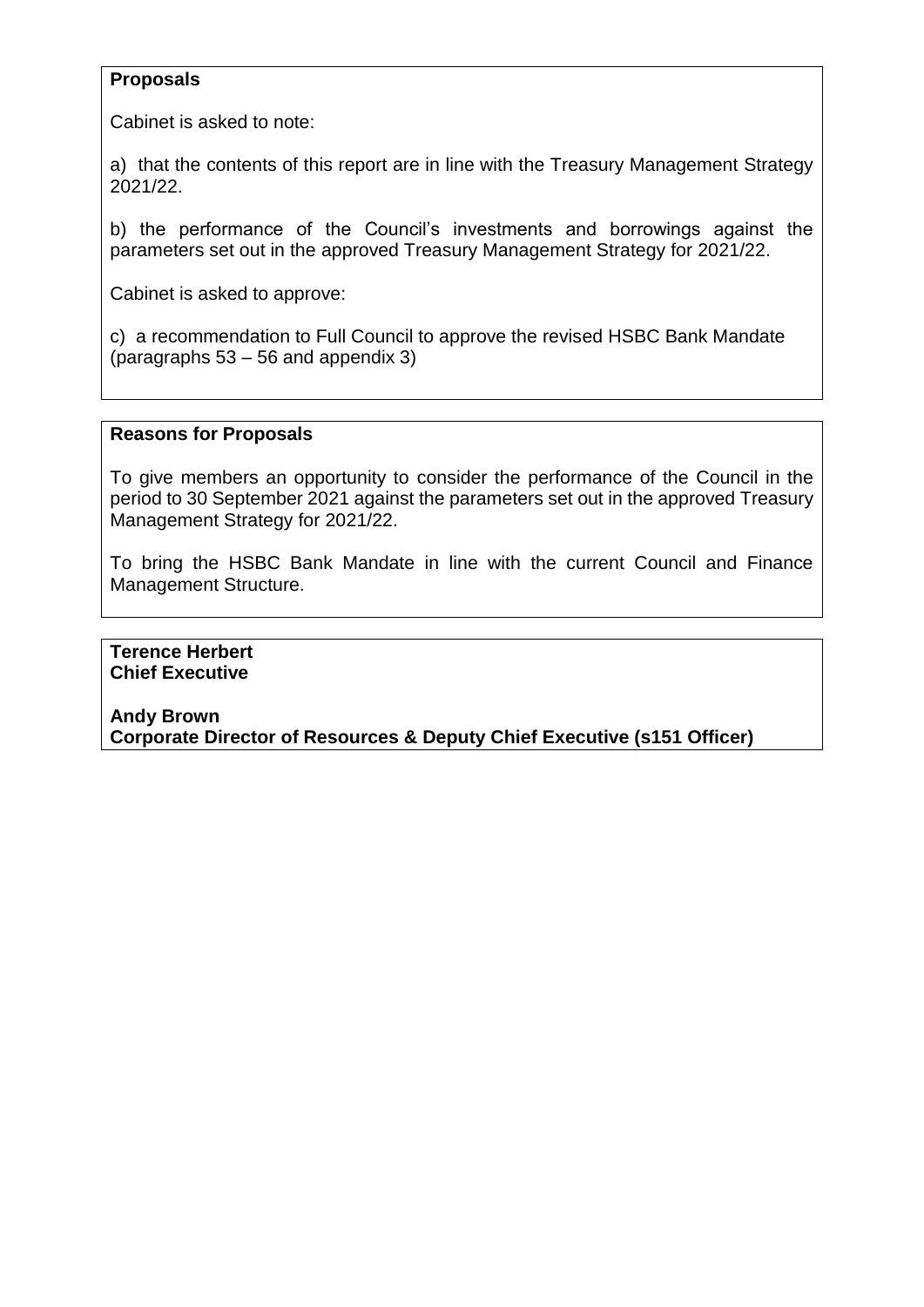**Proposals**

Cabinet is asked to note:

a) that the contents of this report are in line with the Treasury Management Strategy 2021/22.

b) the performance of the Council's investments and borrowings against the parameters set out in the approved Treasury Management Strategy for 2021/22.

Cabinet is asked to approve:

c) a recommendation to Full Council to approve the revised HSBC Bank Mandate (paragraphs 53 – 56 and appendix 3)

**Reasons for Proposals**

To give members an opportunity to consider the performance of the Council in the period to 30 September 2021 against the parameters set out in the approved Treasury Management Strategy for 2021/22.

To bring the HSBC Bank Mandate in line with the current Council and Finance Management Structure.

**Terence Herbert**
**Chief Executive**

**Andy Brown**
**Corporate Director of Resources & Deputy Chief Executive (s151 Officer)**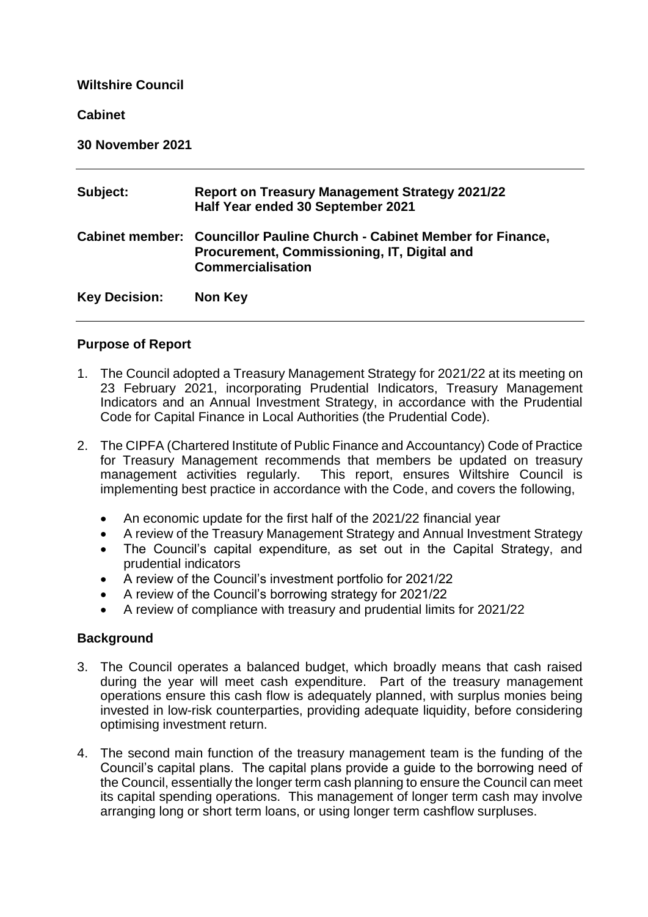**Wiltshire Council**

**Cabinet**

**30 November 2021**

| | |
|---|---|
| **Subject:** | **Report on Treasury Management Strategy 2021/22 Half Year ended 30 September 2021** |
| **Cabinet member:** | **Councillor Pauline Church - Cabinet Member for Finance, Procurement, Commissioning, IT, Digital and Commercialisation** |
| **Key Decision:** | **Non Key** |

## Purpose of Report

1. The Council adopted a Treasury Management Strategy for 2021/22 at its meeting on 23 February 2021, incorporating Prudential Indicators, Treasury Management Indicators and an Annual Investment Strategy, in accordance with the Prudential Code for Capital Finance in Local Authorities (the Prudential Code).

2. The CIPFA (Chartered Institute of Public Finance and Accountancy) Code of Practice for Treasury Management recommends that members be updated on treasury management activities regularly. This report, ensures Wiltshire Council is implementing best practice in accordance with the Code, and covers the following,

   - An economic update for the first half of the 2021/22 financial year
   - A review of the Treasury Management Strategy and Annual Investment Strategy
   - The Council's capital expenditure, as set out in the Capital Strategy, and prudential indicators
   - A review of the Council's investment portfolio for 2021/22
   - A review of the Council's borrowing strategy for 2021/22
   - A review of compliance with treasury and prudential limits for 2021/22

## Background

3. The Council operates a balanced budget, which broadly means that cash raised during the year will meet cash expenditure. Part of the treasury management operations ensure this cash flow is adequately planned, with surplus monies being invested in low-risk counterparties, providing adequate liquidity, before considering optimising investment return.

4. The second main function of the treasury management team is the funding of the Council's capital plans. The capital plans provide a guide to the borrowing need of the Council, essentially the longer term cash planning to ensure the Council can meet its capital spending operations. This management of longer term cash may involve arranging long or short term loans, or using longer term cashflow surpluses.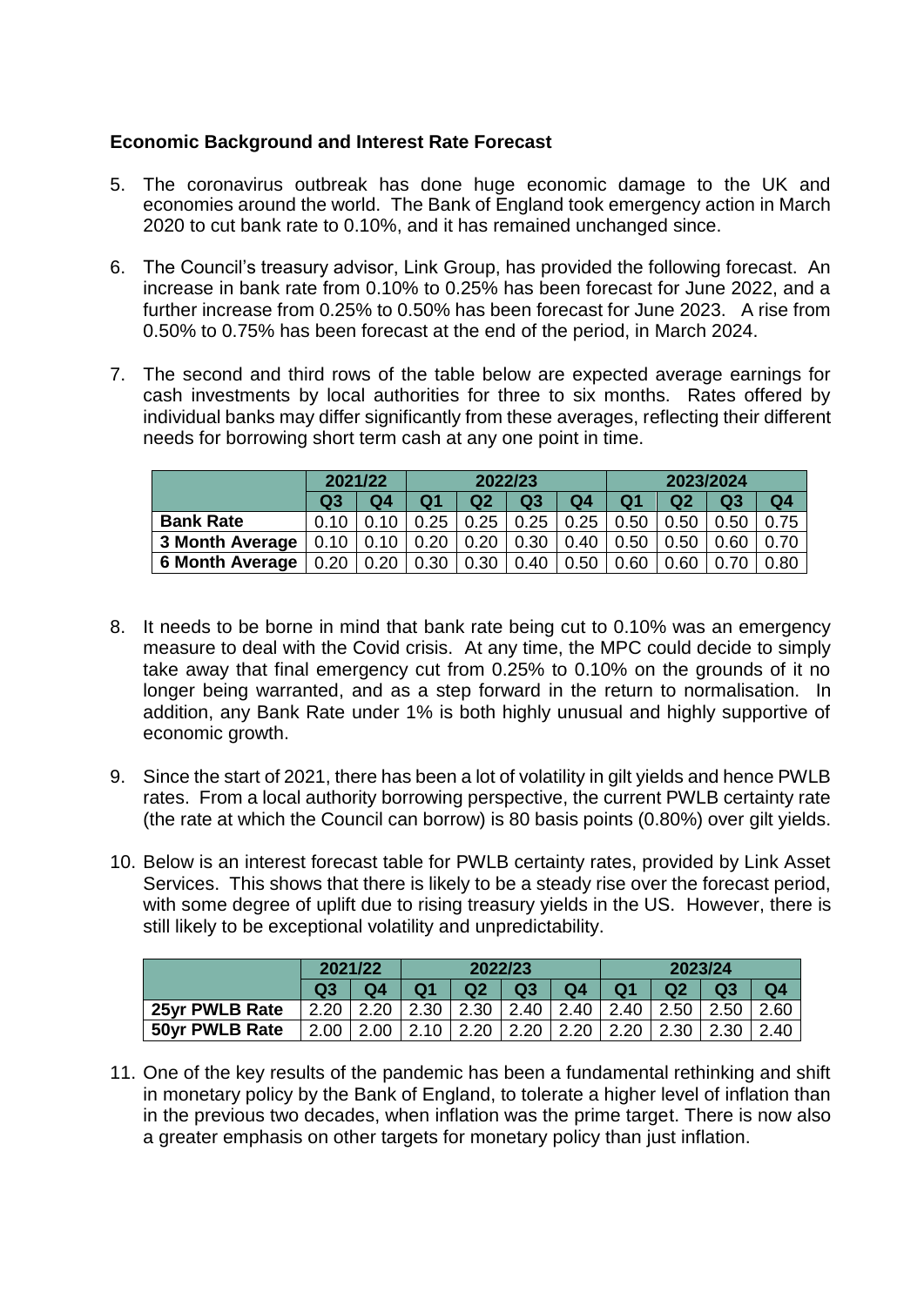**Economic Background and Interest Rate Forecast**

5. The coronavirus outbreak has done huge economic damage to the UK and economies around the world. The Bank of England took emergency action in March 2020 to cut bank rate to 0.10%, and it has remained unchanged since.

6. The Council's treasury advisor, Link Group, has provided the following forecast. An increase in bank rate from 0.10% to 0.25% has been forecast for June 2022, and a further increase from 0.25% to 0.50% has been forecast for June 2023. A rise from 0.50% to 0.75% has been forecast at the end of the period, in March 2024.

7. The second and third rows of the table below are expected average earnings for cash investments by local authorities for three to six months. Rates offered by individual banks may differ significantly from these averages, reflecting their different needs for borrowing short term cash at any one point in time.

| | 2021/22 | | 2022/23 | | | | 2023/2024 | | | |
|---|---|---|---|---|---|---|---|---|---|---|
| | Q3 | Q4 | Q1 | Q2 | Q3 | Q4 | Q1 | Q2 | Q3 | Q4 |
| **Bank Rate** | 0.10 | 0.10 | 0.25 | 0.25 | 0.25 | 0.25 | 0.50 | 0.50 | 0.50 | 0.75 |
| **3 Month Average** | 0.10 | 0.10 | 0.20 | 0.20 | 0.30 | 0.40 | 0.50 | 0.50 | 0.60 | 0.70 |
| **6 Month Average** | 0.20 | 0.20 | 0.30 | 0.30 | 0.40 | 0.50 | 0.60 | 0.60 | 0.70 | 0.80 |

8. It needs to be borne in mind that bank rate being cut to 0.10% was an emergency measure to deal with the Covid crisis. At any time, the MPC could decide to simply take away that final emergency cut from 0.25% to 0.10% on the grounds of it no longer being warranted, and as a step forward in the return to normalisation. In addition, any Bank Rate under 1% is both highly unusual and highly supportive of economic growth.

9. Since the start of 2021, there has been a lot of volatility in gilt yields and hence PWLB rates. From a local authority borrowing perspective, the current PWLB certainty rate (the rate at which the Council can borrow) is 80 basis points (0.80%) over gilt yields.

10. Below is an interest forecast table for PWLB certainty rates, provided by Link Asset Services. This shows that there is likely to be a steady rise over the forecast period, with some degree of uplift due to rising treasury yields in the US. However, there is still likely to be exceptional volatility and unpredictability.

| | 2021/22 | | 2022/23 | | | | 2023/24 | | | |
|---|---|---|---|---|---|---|---|---|---|---|
| | Q3 | Q4 | Q1 | Q2 | Q3 | Q4 | Q1 | Q2 | Q3 | Q4 |
| **25yr PWLB Rate** | 2.20 | 2.20 | 2.30 | 2.30 | 2.40 | 2.40 | 2.40 | 2.50 | 2.50 | 2.60 |
| **50yr PWLB Rate** | 2.00 | 2.00 | 2.10 | 2.20 | 2.20 | 2.20 | 2.20 | 2.30 | 2.30 | 2.40 |

11. One of the key results of the pandemic has been a fundamental rethinking and shift in monetary policy by the Bank of England, to tolerate a higher level of inflation than in the previous two decades, when inflation was the prime target. There is now also a greater emphasis on other targets for monetary policy than just inflation.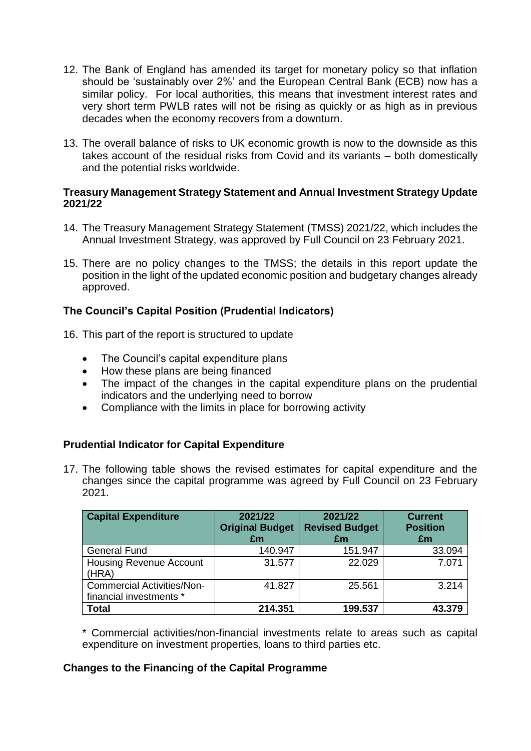12. The Bank of England has amended its target for monetary policy so that inflation should be 'sustainably over 2%' and the European Central Bank (ECB) now has a similar policy. For local authorities, this means that investment interest rates and very short term PWLB rates will not be rising as quickly or as high as in previous decades when the economy recovers from a downturn.

13. The overall balance of risks to UK economic growth is now to the downside as this takes account of the residual risks from Covid and its variants – both domestically and the potential risks worldwide.

### Treasury Management Strategy Statement and Annual Investment Strategy Update 2021/22

14. The Treasury Management Strategy Statement (TMSS) 2021/22, which includes the Annual Investment Strategy, was approved by Full Council on 23 February 2021.

15. There are no policy changes to the TMSS; the details in this report update the position in the light of the updated economic position and budgetary changes already approved.

### The Council's Capital Position (Prudential Indicators)

16. This part of the report is structured to update

- The Council's capital expenditure plans
- How these plans are being financed
- The impact of the changes in the capital expenditure plans on the prudential indicators and the underlying need to borrow
- Compliance with the limits in place for borrowing activity

### Prudential Indicator for Capital Expenditure

17. The following table shows the revised estimates for capital expenditure and the changes since the capital programme was agreed by Full Council on 23 February 2021.

| Capital Expenditure | 2021/22 Original Budget £m | 2021/22 Revised Budget £m | Current Position £m |
|---|---|---|---|
| General Fund | 140.947 | 151.947 | 33.094 |
| Housing Revenue Account (HRA) | 31.577 | 22.029 | 7.071 |
| Commercial Activities/Non-financial investments * | 41.827 | 25.561 | 3.214 |
| **Total** | **214.351** | **199.537** | **43.379** |

* Commercial activities/non-financial investments relate to areas such as capital expenditure on investment properties, loans to third parties etc.

### Changes to the Financing of the Capital Programme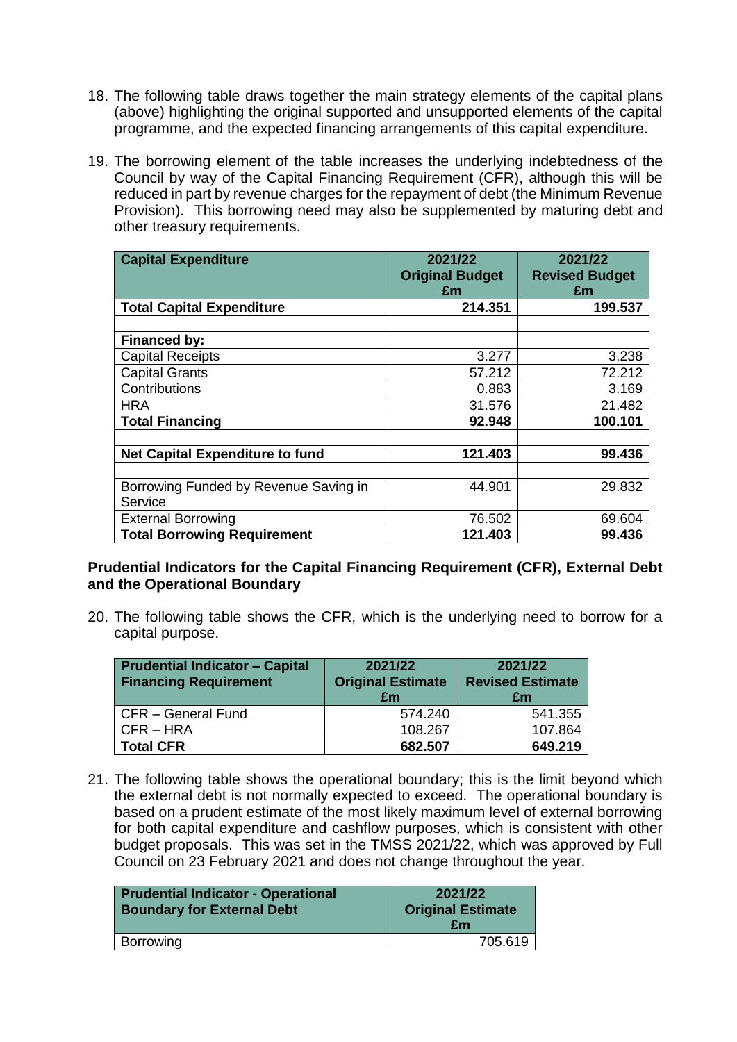18. The following table draws together the main strategy elements of the capital plans (above) highlighting the original supported and unsupported elements of the capital programme, and the expected financing arrangements of this capital expenditure.

19. The borrowing element of the table increases the underlying indebtedness of the Council by way of the Capital Financing Requirement (CFR), although this will be reduced in part by revenue charges for the repayment of debt (the Minimum Revenue Provision). This borrowing need may also be supplemented by maturing debt and other treasury requirements.

| Capital Expenditure | 2021/22 Original Budget £m | 2021/22 Revised Budget £m |
|---|---|---|
| **Total Capital Expenditure** | **214.351** | **199.537** |
| | | |
| **Financed by:** | | |
| Capital Receipts | 3.277 | 3.238 |
| Capital Grants | 57.212 | 72.212 |
| Contributions | 0.883 | 3.169 |
| HRA | 31.576 | 21.482 |
| **Total Financing** | **92.948** | **100.101** |
| | | |
| **Net Capital Expenditure to fund** | **121.403** | **99.436** |
| | | |
| Borrowing Funded by Revenue Saving in Service | 44.901 | 29.832 |
| External Borrowing | 76.502 | 69.604 |
| **Total Borrowing Requirement** | **121.403** | **99.436** |

**Prudential Indicators for the Capital Financing Requirement (CFR), External Debt and the Operational Boundary**

20. The following table shows the CFR, which is the underlying need to borrow for a capital purpose.

| Prudential Indicator – Capital Financing Requirement | 2021/22 Original Estimate £m | 2021/22 Revised Estimate £m |
|---|---|---|
| CFR – General Fund | 574.240 | 541.355 |
| CFR – HRA | 108.267 | 107.864 |
| **Total CFR** | **682.507** | **649.219** |

21. The following table shows the operational boundary; this is the limit beyond which the external debt is not normally expected to exceed. The operational boundary is based on a prudent estimate of the most likely maximum level of external borrowing for both capital expenditure and cashflow purposes, which is consistent with other budget proposals. This was set in the TMSS 2021/22, which was approved by Full Council on 23 February 2021 and does not change throughout the year.

| Prudential Indicator - Operational Boundary for External Debt | 2021/22 Original Estimate £m |
|---|---|
| Borrowing | 705.619 |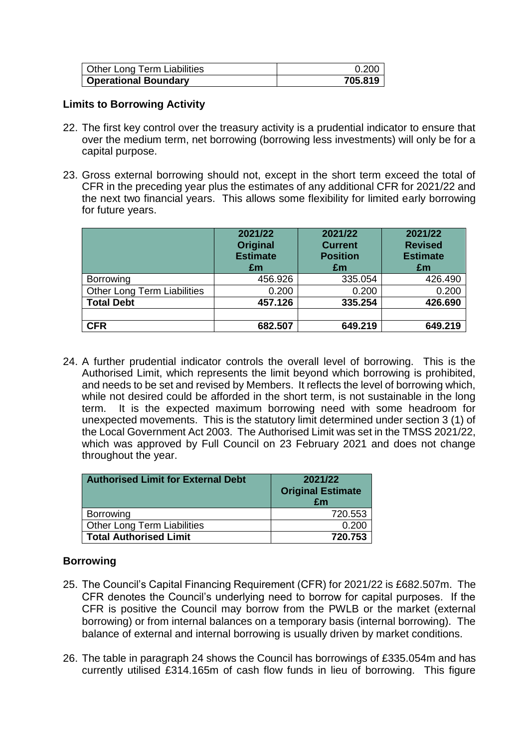| Other Long Term Liabilities | 0.200 |
| --- | --- |
| **Operational Boundary** | **705.819** |

### Limits to Borrowing Activity

22. The first key control over the treasury activity is a prudential indicator to ensure that over the medium term, net borrowing (borrowing less investments) will only be for a capital purpose.

23. Gross external borrowing should not, except in the short term exceed the total of CFR in the preceding year plus the estimates of any additional CFR for 2021/22 and the next two financial years. This allows some flexibility for limited early borrowing for future years.

| | 2021/22 Original Estimate £m | 2021/22 Current Position £m | 2021/22 Revised Estimate £m |
| --- | --- | --- | --- |
| Borrowing | 456.926 | 335.054 | 426.490 |
| Other Long Term Liabilities | 0.200 | 0.200 | 0.200 |
| **Total Debt** | **457.126** | **335.254** | **426.690** |
| | | | |
| **CFR** | **682.507** | **649.219** | **649.219** |

24. A further prudential indicator controls the overall level of borrowing. This is the Authorised Limit, which represents the limit beyond which borrowing is prohibited, and needs to be set and revised by Members. It reflects the level of borrowing which, while not desired could be afforded in the short term, is not sustainable in the long term. It is the expected maximum borrowing need with some headroom for unexpected movements. This is the statutory limit determined under section 3 (1) of the Local Government Act 2003. The Authorised Limit was set in the TMSS 2021/22, which was approved by Full Council on 23 February 2021 and does not change throughout the year.

| Authorised Limit for External Debt | 2021/22 Original Estimate £m |
| --- | --- |
| Borrowing | 720.553 |
| Other Long Term Liabilities | 0.200 |
| **Total Authorised Limit** | **720.753** |

### Borrowing

25. The Council's Capital Financing Requirement (CFR) for 2021/22 is £682.507m. The CFR denotes the Council's underlying need to borrow for capital purposes. If the CFR is positive the Council may borrow from the PWLB or the market (external borrowing) or from internal balances on a temporary basis (internal borrowing). The balance of external and internal borrowing is usually driven by market conditions.

26. The table in paragraph 24 shows the Council has borrowings of £335.054m and has currently utilised £314.165m of cash flow funds in lieu of borrowing. This figure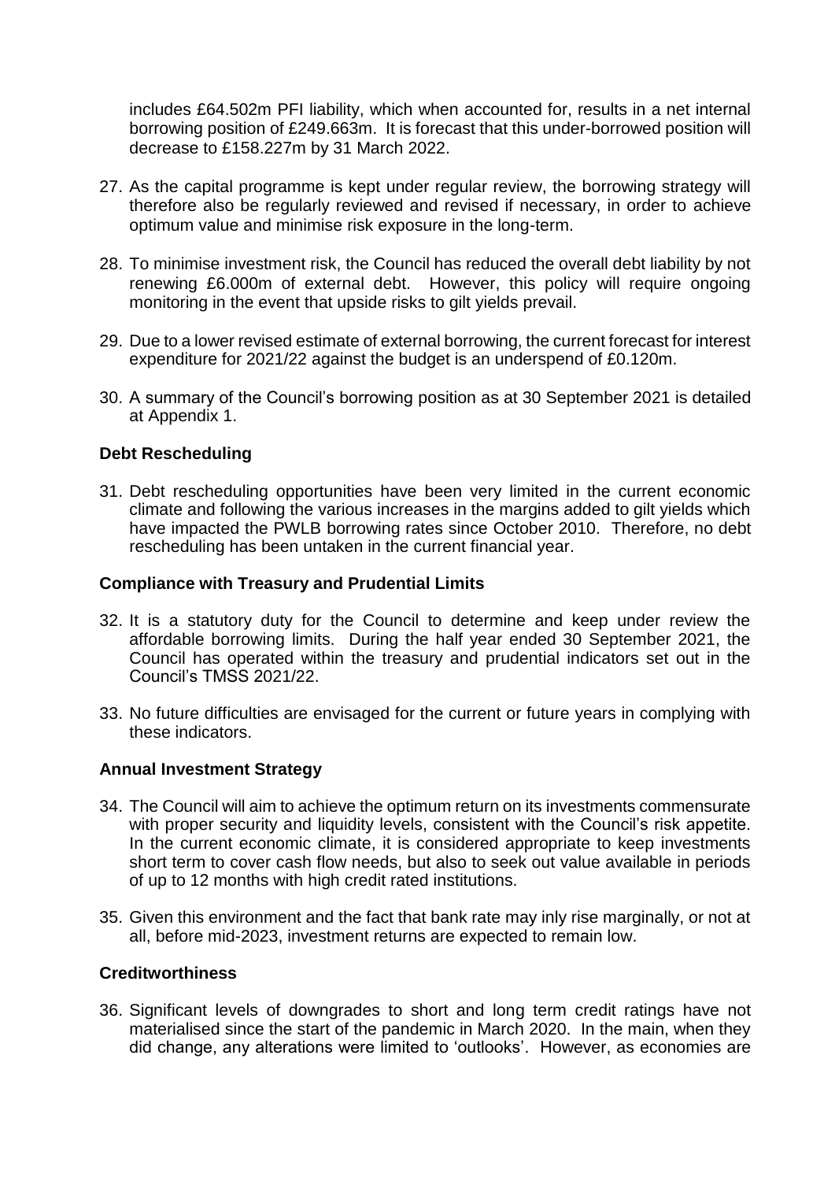includes £64.502m PFI liability, which when accounted for, results in a net internal borrowing position of £249.663m. It is forecast that this under-borrowed position will decrease to £158.227m by 31 March 2022.

27. As the capital programme is kept under regular review, the borrowing strategy will therefore also be regularly reviewed and revised if necessary, in order to achieve optimum value and minimise risk exposure in the long-term.

28. To minimise investment risk, the Council has reduced the overall debt liability by not renewing £6.000m of external debt. However, this policy will require ongoing monitoring in the event that upside risks to gilt yields prevail.

29. Due to a lower revised estimate of external borrowing, the current forecast for interest expenditure for 2021/22 against the budget is an underspend of £0.120m.

30. A summary of the Council's borrowing position as at 30 September 2021 is detailed at Appendix 1.

**Debt Rescheduling**

31. Debt rescheduling opportunities have been very limited in the current economic climate and following the various increases in the margins added to gilt yields which have impacted the PWLB borrowing rates since October 2010. Therefore, no debt rescheduling has been untaken in the current financial year.

**Compliance with Treasury and Prudential Limits**

32. It is a statutory duty for the Council to determine and keep under review the affordable borrowing limits. During the half year ended 30 September 2021, the Council has operated within the treasury and prudential indicators set out in the Council's TMSS 2021/22.

33. No future difficulties are envisaged for the current or future years in complying with these indicators.

**Annual Investment Strategy**

34. The Council will aim to achieve the optimum return on its investments commensurate with proper security and liquidity levels, consistent with the Council's risk appetite. In the current economic climate, it is considered appropriate to keep investments short term to cover cash flow needs, but also to seek out value available in periods of up to 12 months with high credit rated institutions.

35. Given this environment and the fact that bank rate may inly rise marginally, or not at all, before mid-2023, investment returns are expected to remain low.

**Creditworthiness**

36. Significant levels of downgrades to short and long term credit ratings have not materialised since the start of the pandemic in March 2020. In the main, when they did change, any alterations were limited to 'outlooks'. However, as economies are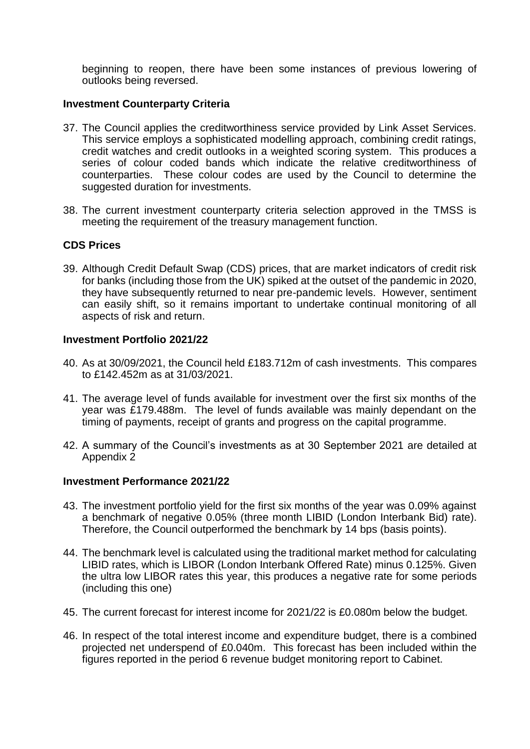beginning to reopen, there have been some instances of previous lowering of outlooks being reversed.

**Investment Counterparty Criteria**

37. The Council applies the creditworthiness service provided by Link Asset Services. This service employs a sophisticated modelling approach, combining credit ratings, credit watches and credit outlooks in a weighted scoring system. This produces a series of colour coded bands which indicate the relative creditworthiness of counterparties. These colour codes are used by the Council to determine the suggested duration for investments.

38. The current investment counterparty criteria selection approved in the TMSS is meeting the requirement of the treasury management function.

**CDS Prices**

39. Although Credit Default Swap (CDS) prices, that are market indicators of credit risk for banks (including those from the UK) spiked at the outset of the pandemic in 2020, they have subsequently returned to near pre-pandemic levels. However, sentiment can easily shift, so it remains important to undertake continual monitoring of all aspects of risk and return.

**Investment Portfolio 2021/22**

40. As at 30/09/2021, the Council held £183.712m of cash investments. This compares to £142.452m as at 31/03/2021.

41. The average level of funds available for investment over the first six months of the year was £179.488m. The level of funds available was mainly dependant on the timing of payments, receipt of grants and progress on the capital programme.

42. A summary of the Council's investments as at 30 September 2021 are detailed at Appendix 2

**Investment Performance 2021/22**

43. The investment portfolio yield for the first six months of the year was 0.09% against a benchmark of negative 0.05% (three month LIBID (London Interbank Bid) rate). Therefore, the Council outperformed the benchmark by 14 bps (basis points).

44. The benchmark level is calculated using the traditional market method for calculating LIBID rates, which is LIBOR (London Interbank Offered Rate) minus 0.125%. Given the ultra low LIBOR rates this year, this produces a negative rate for some periods (including this one)

45. The current forecast for interest income for 2021/22 is £0.080m below the budget.

46. In respect of the total interest income and expenditure budget, there is a combined projected net underspend of £0.040m. This forecast has been included within the figures reported in the period 6 revenue budget monitoring report to Cabinet.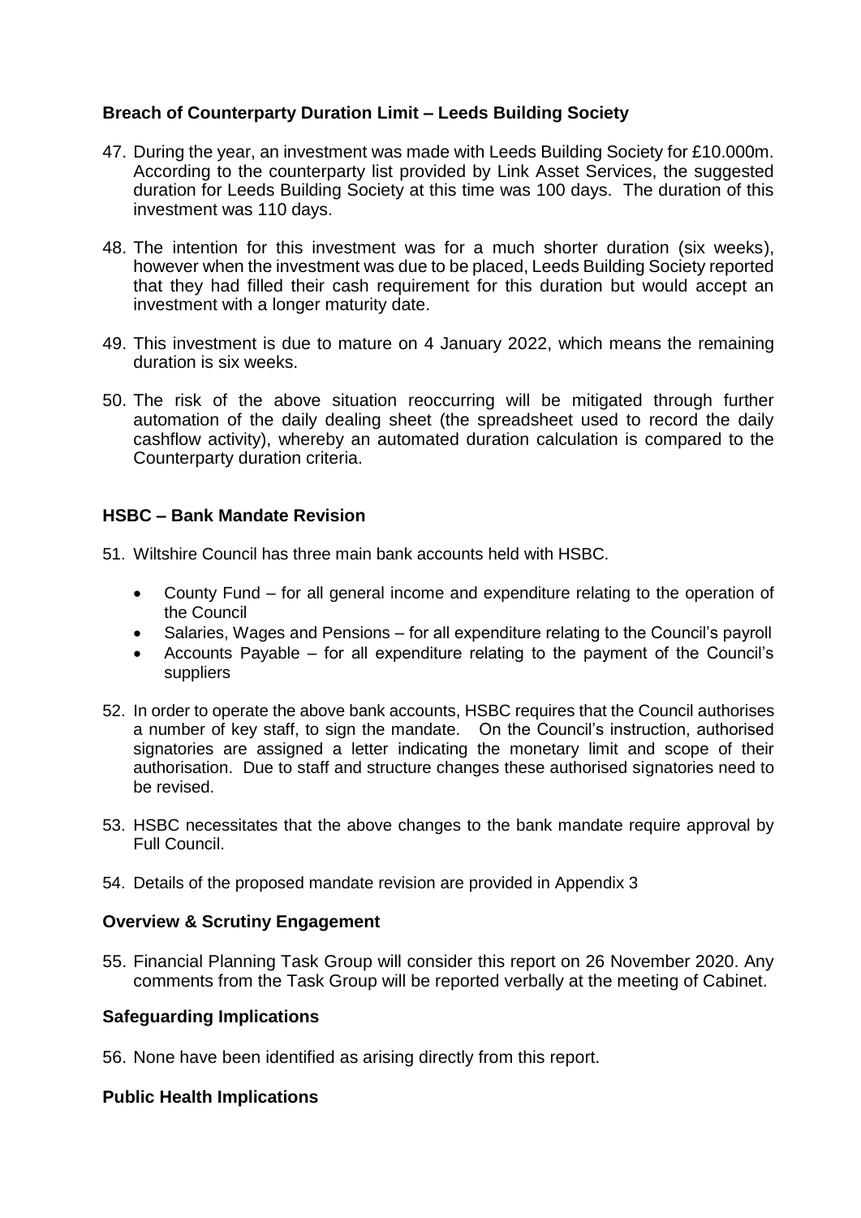### Breach of Counterparty Duration Limit – Leeds Building Society

47. During the year, an investment was made with Leeds Building Society for £10.000m. According to the counterparty list provided by Link Asset Services, the suggested duration for Leeds Building Society at this time was 100 days. The duration of this investment was 110 days.

48. The intention for this investment was for a much shorter duration (six weeks), however when the investment was due to be placed, Leeds Building Society reported that they had filled their cash requirement for this duration but would accept an investment with a longer maturity date.

49. This investment is due to mature on 4 January 2022, which means the remaining duration is six weeks.

50. The risk of the above situation reoccurring will be mitigated through further automation of the daily dealing sheet (the spreadsheet used to record the daily cashflow activity), whereby an automated duration calculation is compared to the Counterparty duration criteria.

### HSBC – Bank Mandate Revision

51. Wiltshire Council has three main bank accounts held with HSBC.

    - County Fund – for all general income and expenditure relating to the operation of the Council
    - Salaries, Wages and Pensions – for all expenditure relating to the Council's payroll
    - Accounts Payable – for all expenditure relating to the payment of the Council's suppliers

52. In order to operate the above bank accounts, HSBC requires that the Council authorises a number of key staff, to sign the mandate. On the Council's instruction, authorised signatories are assigned a letter indicating the monetary limit and scope of their authorisation. Due to staff and structure changes these authorised signatories need to be revised.

53. HSBC necessitates that the above changes to the bank mandate require approval by Full Council.

54. Details of the proposed mandate revision are provided in Appendix 3

### Overview & Scrutiny Engagement

55. Financial Planning Task Group will consider this report on 26 November 2020. Any comments from the Task Group will be reported verbally at the meeting of Cabinet.

### Safeguarding Implications

56. None have been identified as arising directly from this report.

### Public Health Implications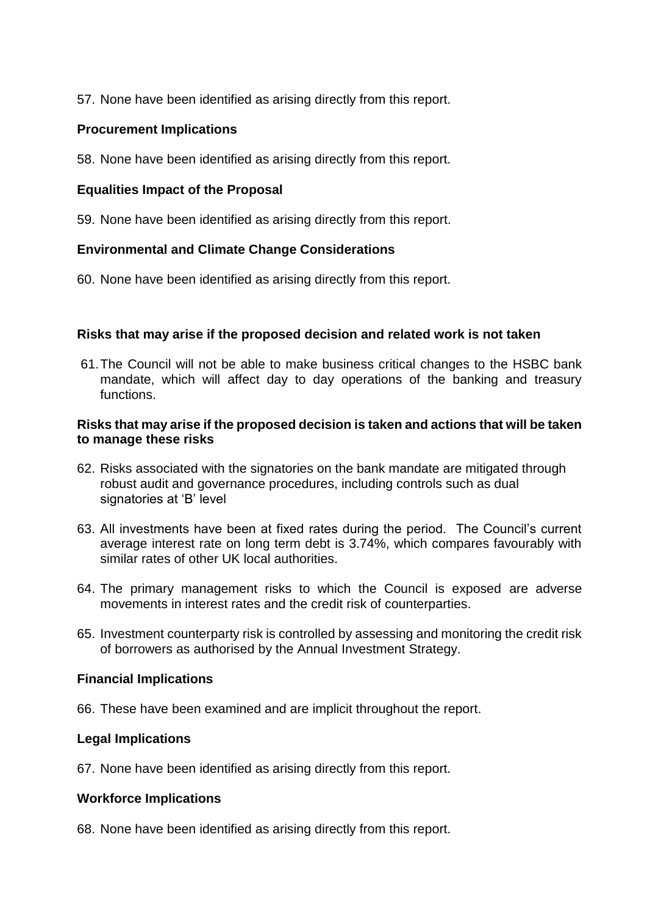57. None have been identified as arising directly from this report.

**Procurement Implications**

58. None have been identified as arising directly from this report.

**Equalities Impact of the Proposal**

59. None have been identified as arising directly from this report.

**Environmental and Climate Change Considerations**

60. None have been identified as arising directly from this report.

**Risks that may arise if the proposed decision and related work is not taken**

61. The Council will not be able to make business critical changes to the HSBC bank mandate, which will affect day to day operations of the banking and treasury functions.

**Risks that may arise if the proposed decision is taken and actions that will be taken to manage these risks**

62. Risks associated with the signatories on the bank mandate are mitigated through robust audit and governance procedures, including controls such as dual signatories at 'B' level

63. All investments have been at fixed rates during the period. The Council's current average interest rate on long term debt is 3.74%, which compares favourably with similar rates of other UK local authorities.

64. The primary management risks to which the Council is exposed are adverse movements in interest rates and the credit risk of counterparties.

65. Investment counterparty risk is controlled by assessing and monitoring the credit risk of borrowers as authorised by the Annual Investment Strategy.

**Financial Implications**

66. These have been examined and are implicit throughout the report.

**Legal Implications**

67. None have been identified as arising directly from this report.

**Workforce Implications**

68. None have been identified as arising directly from this report.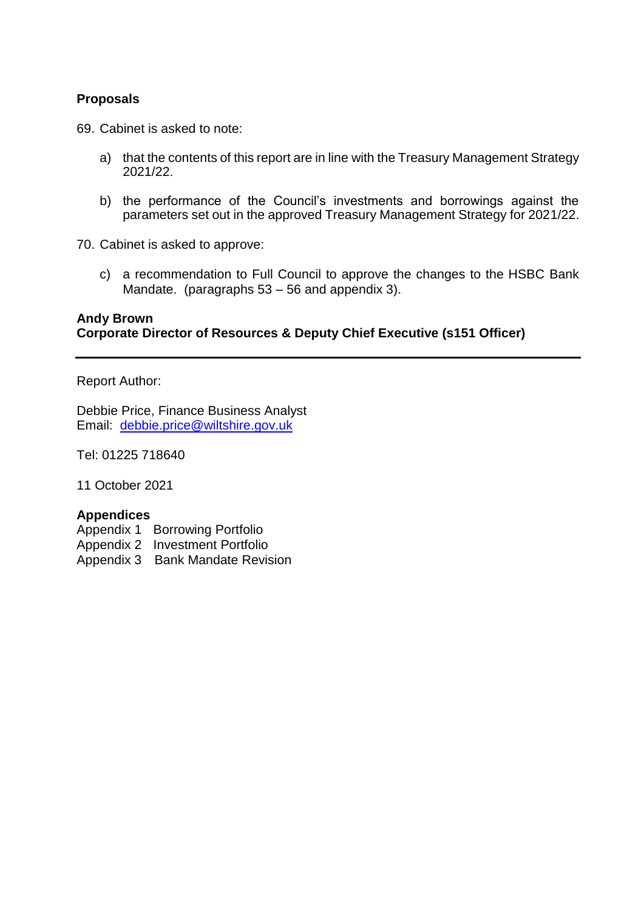### Proposals

69. Cabinet is asked to note:

    a) that the contents of this report are in line with the Treasury Management Strategy 2021/22.

    b) the performance of the Council's investments and borrowings against the parameters set out in the approved Treasury Management Strategy for 2021/22.

70. Cabinet is asked to approve:

    c) a recommendation to Full Council to approve the changes to the HSBC Bank Mandate. (paragraphs 53 – 56 and appendix 3).

**Andy Brown**
**Corporate Director of Resources & Deputy Chief Executive (s151 Officer)**

---

Report Author:

Debbie Price, Finance Business Analyst
Email: debbie.price@wiltshire.gov.uk

Tel: 01225 718640

11 October 2021

**Appendices**
Appendix 1 Borrowing Portfolio
Appendix 2 Investment Portfolio
Appendix 3 Bank Mandate Revision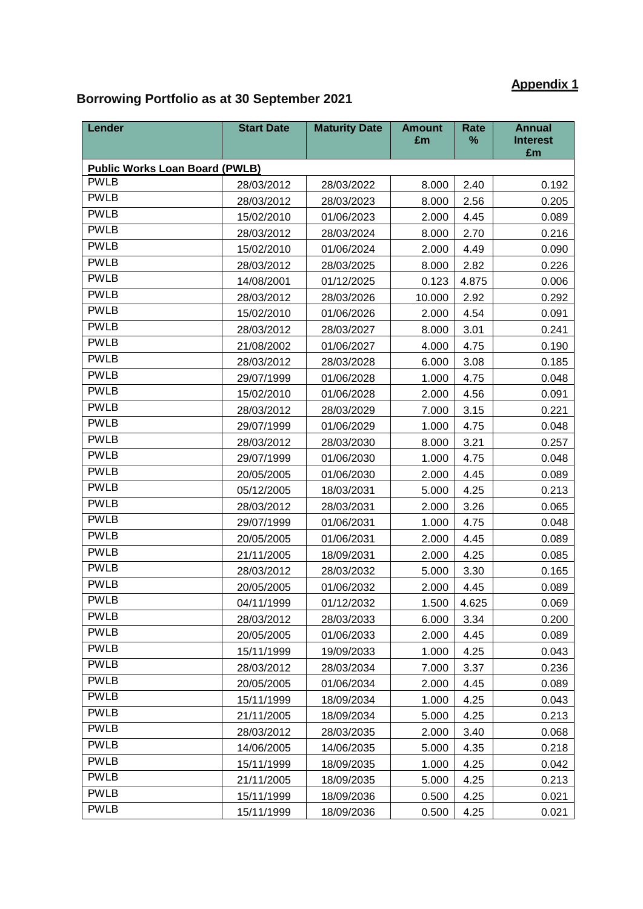**Appendix 1**

## Borrowing Portfolio as at 30 September 2021

| Lender | Start Date | Maturity Date | Amount £m | Rate % | Annual Interest £m |
|---|---|---|---|---|---|
| **Public Works Loan Board (PWLB)** | | | | | |
| PWLB | 28/03/2012 | 28/03/2022 | 8.000 | 2.40 | 0.192 |
| PWLB | 28/03/2012 | 28/03/2023 | 8.000 | 2.56 | 0.205 |
| PWLB | 15/02/2010 | 01/06/2023 | 2.000 | 4.45 | 0.089 |
| PWLB | 28/03/2012 | 28/03/2024 | 8.000 | 2.70 | 0.216 |
| PWLB | 15/02/2010 | 01/06/2024 | 2.000 | 4.49 | 0.090 |
| PWLB | 28/03/2012 | 28/03/2025 | 8.000 | 2.82 | 0.226 |
| PWLB | 14/08/2001 | 01/12/2025 | 0.123 | 4.875 | 0.006 |
| PWLB | 28/03/2012 | 28/03/2026 | 10.000 | 2.92 | 0.292 |
| PWLB | 15/02/2010 | 01/06/2026 | 2.000 | 4.54 | 0.091 |
| PWLB | 28/03/2012 | 28/03/2027 | 8.000 | 3.01 | 0.241 |
| PWLB | 21/08/2002 | 01/06/2027 | 4.000 | 4.75 | 0.190 |
| PWLB | 28/03/2012 | 28/03/2028 | 6.000 | 3.08 | 0.185 |
| PWLB | 29/07/1999 | 01/06/2028 | 1.000 | 4.75 | 0.048 |
| PWLB | 15/02/2010 | 01/06/2028 | 2.000 | 4.56 | 0.091 |
| PWLB | 28/03/2012 | 28/03/2029 | 7.000 | 3.15 | 0.221 |
| PWLB | 29/07/1999 | 01/06/2029 | 1.000 | 4.75 | 0.048 |
| PWLB | 28/03/2012 | 28/03/2030 | 8.000 | 3.21 | 0.257 |
| PWLB | 29/07/1999 | 01/06/2030 | 1.000 | 4.75 | 0.048 |
| PWLB | 20/05/2005 | 01/06/2030 | 2.000 | 4.45 | 0.089 |
| PWLB | 05/12/2005 | 18/03/2031 | 5.000 | 4.25 | 0.213 |
| PWLB | 28/03/2012 | 28/03/2031 | 2.000 | 3.26 | 0.065 |
| PWLB | 29/07/1999 | 01/06/2031 | 1.000 | 4.75 | 0.048 |
| PWLB | 20/05/2005 | 01/06/2031 | 2.000 | 4.45 | 0.089 |
| PWLB | 21/11/2005 | 18/09/2031 | 2.000 | 4.25 | 0.085 |
| PWLB | 28/03/2012 | 28/03/2032 | 5.000 | 3.30 | 0.165 |
| PWLB | 20/05/2005 | 01/06/2032 | 2.000 | 4.45 | 0.089 |
| PWLB | 04/11/1999 | 01/12/2032 | 1.500 | 4.625 | 0.069 |
| PWLB | 28/03/2012 | 28/03/2033 | 6.000 | 3.34 | 0.200 |
| PWLB | 20/05/2005 | 01/06/2033 | 2.000 | 4.45 | 0.089 |
| PWLB | 15/11/1999 | 19/09/2033 | 1.000 | 4.25 | 0.043 |
| PWLB | 28/03/2012 | 28/03/2034 | 7.000 | 3.37 | 0.236 |
| PWLB | 20/05/2005 | 01/06/2034 | 2.000 | 4.45 | 0.089 |
| PWLB | 15/11/1999 | 18/09/2034 | 1.000 | 4.25 | 0.043 |
| PWLB | 21/11/2005 | 18/09/2034 | 5.000 | 4.25 | 0.213 |
| PWLB | 28/03/2012 | 28/03/2035 | 2.000 | 3.40 | 0.068 |
| PWLB | 14/06/2005 | 14/06/2035 | 5.000 | 4.35 | 0.218 |
| PWLB | 15/11/1999 | 18/09/2035 | 1.000 | 4.25 | 0.042 |
| PWLB | 21/11/2005 | 18/09/2035 | 5.000 | 4.25 | 0.213 |
| PWLB | 15/11/1999 | 18/09/2036 | 0.500 | 4.25 | 0.021 |
| PWLB | 15/11/1999 | 18/09/2036 | 0.500 | 4.25 | 0.021 |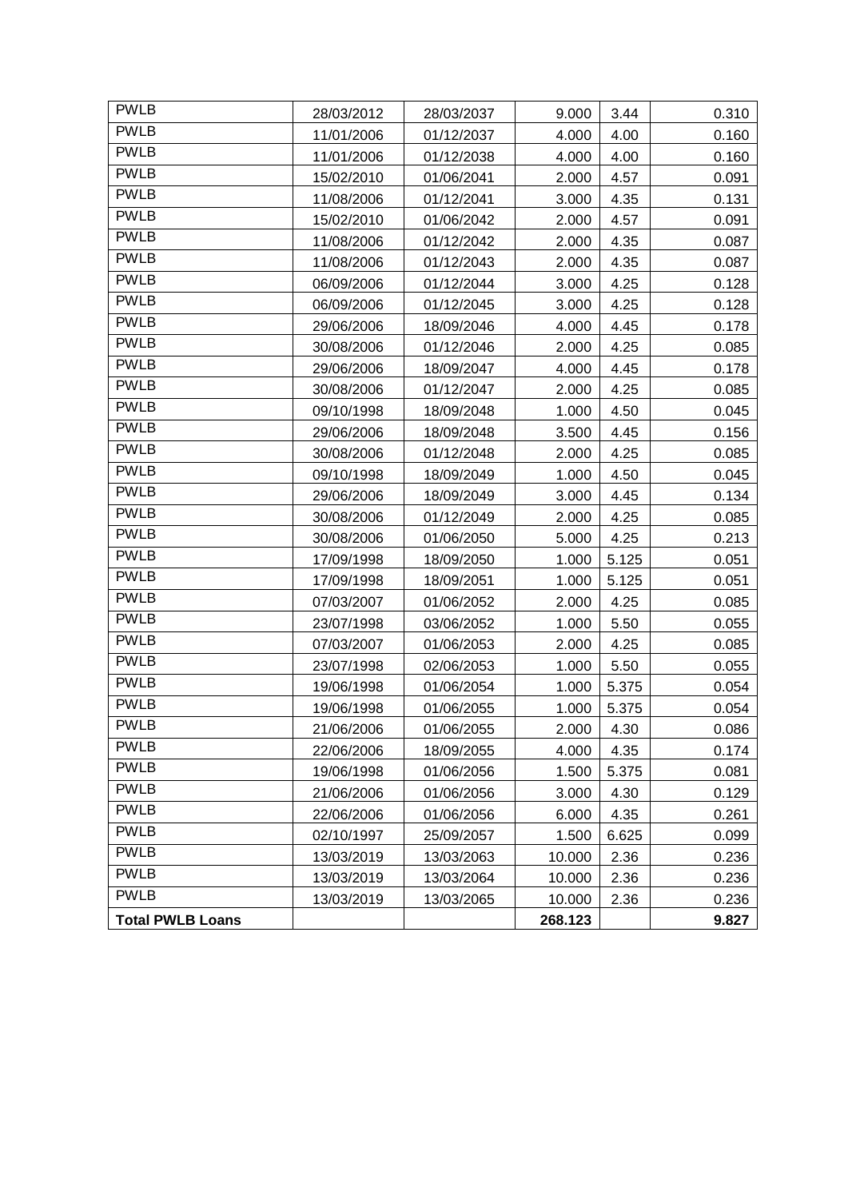| PWLB | 28/03/2012 | 28/03/2037 | 9.000 | 3.44 | 0.310 |
|---|---|---|---|---|---|
| PWLB | 11/01/2006 | 01/12/2037 | 4.000 | 4.00 | 0.160 |
| PWLB | 11/01/2006 | 01/12/2038 | 4.000 | 4.00 | 0.160 |
| PWLB | 15/02/2010 | 01/06/2041 | 2.000 | 4.57 | 0.091 |
| PWLB | 11/08/2006 | 01/12/2041 | 3.000 | 4.35 | 0.131 |
| PWLB | 15/02/2010 | 01/06/2042 | 2.000 | 4.57 | 0.091 |
| PWLB | 11/08/2006 | 01/12/2042 | 2.000 | 4.35 | 0.087 |
| PWLB | 11/08/2006 | 01/12/2043 | 2.000 | 4.35 | 0.087 |
| PWLB | 06/09/2006 | 01/12/2044 | 3.000 | 4.25 | 0.128 |
| PWLB | 06/09/2006 | 01/12/2045 | 3.000 | 4.25 | 0.128 |
| PWLB | 29/06/2006 | 18/09/2046 | 4.000 | 4.45 | 0.178 |
| PWLB | 30/08/2006 | 01/12/2046 | 2.000 | 4.25 | 0.085 |
| PWLB | 29/06/2006 | 18/09/2047 | 4.000 | 4.45 | 0.178 |
| PWLB | 30/08/2006 | 01/12/2047 | 2.000 | 4.25 | 0.085 |
| PWLB | 09/10/1998 | 18/09/2048 | 1.000 | 4.50 | 0.045 |
| PWLB | 29/06/2006 | 18/09/2048 | 3.500 | 4.45 | 0.156 |
| PWLB | 30/08/2006 | 01/12/2048 | 2.000 | 4.25 | 0.085 |
| PWLB | 09/10/1998 | 18/09/2049 | 1.000 | 4.50 | 0.045 |
| PWLB | 29/06/2006 | 18/09/2049 | 3.000 | 4.45 | 0.134 |
| PWLB | 30/08/2006 | 01/12/2049 | 2.000 | 4.25 | 0.085 |
| PWLB | 30/08/2006 | 01/06/2050 | 5.000 | 4.25 | 0.213 |
| PWLB | 17/09/1998 | 18/09/2050 | 1.000 | 5.125 | 0.051 |
| PWLB | 17/09/1998 | 18/09/2051 | 1.000 | 5.125 | 0.051 |
| PWLB | 07/03/2007 | 01/06/2052 | 2.000 | 4.25 | 0.085 |
| PWLB | 23/07/1998 | 03/06/2052 | 1.000 | 5.50 | 0.055 |
| PWLB | 07/03/2007 | 01/06/2053 | 2.000 | 4.25 | 0.085 |
| PWLB | 23/07/1998 | 02/06/2053 | 1.000 | 5.50 | 0.055 |
| PWLB | 19/06/1998 | 01/06/2054 | 1.000 | 5.375 | 0.054 |
| PWLB | 19/06/1998 | 01/06/2055 | 1.000 | 5.375 | 0.054 |
| PWLB | 21/06/2006 | 01/06/2055 | 2.000 | 4.30 | 0.086 |
| PWLB | 22/06/2006 | 18/09/2055 | 4.000 | 4.35 | 0.174 |
| PWLB | 19/06/1998 | 01/06/2056 | 1.500 | 5.375 | 0.081 |
| PWLB | 21/06/2006 | 01/06/2056 | 3.000 | 4.30 | 0.129 |
| PWLB | 22/06/2006 | 01/06/2056 | 6.000 | 4.35 | 0.261 |
| PWLB | 02/10/1997 | 25/09/2057 | 1.500 | 6.625 | 0.099 |
| PWLB | 13/03/2019 | 13/03/2063 | 10.000 | 2.36 | 0.236 |
| PWLB | 13/03/2019 | 13/03/2064 | 10.000 | 2.36 | 0.236 |
| PWLB | 13/03/2019 | 13/03/2065 | 10.000 | 2.36 | 0.236 |
| **Total PWLB Loans** | | | **268.123** | | **9.827** |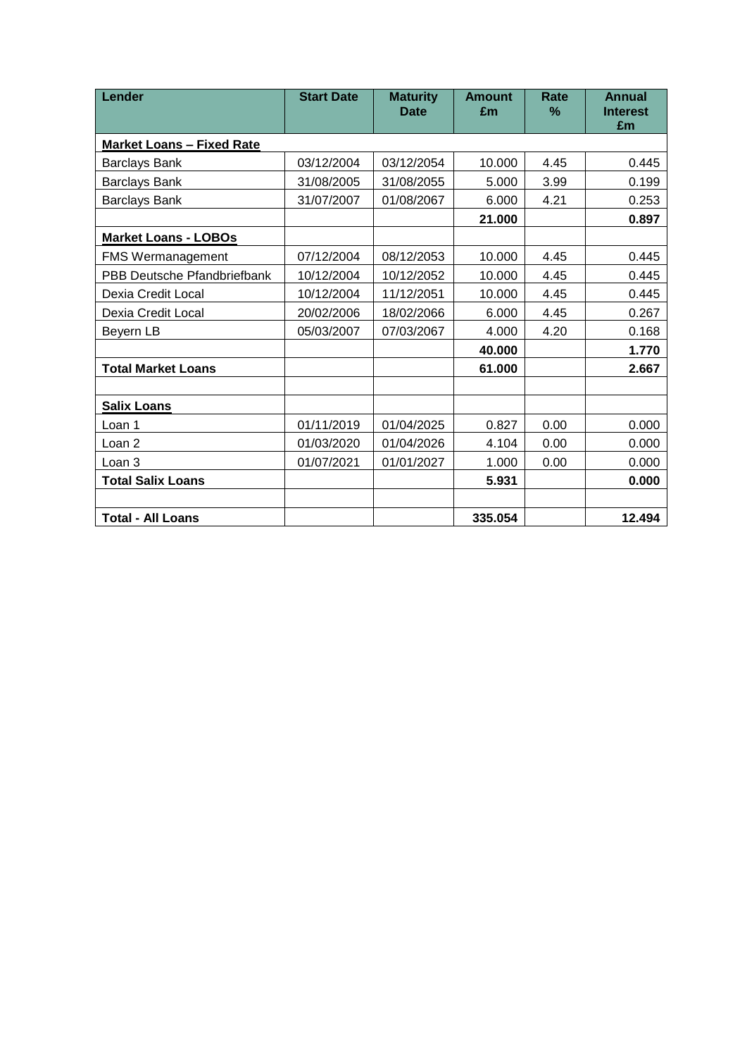| Lender | Start Date | Maturity Date | Amount £m | Rate % | Annual Interest £m |
|---|---|---|---|---|---|
| **Market Loans – Fixed Rate** | | | | | |
| Barclays Bank | 03/12/2004 | 03/12/2054 | 10.000 | 4.45 | 0.445 |
| Barclays Bank | 31/08/2005 | 31/08/2055 | 5.000 | 3.99 | 0.199 |
| Barclays Bank | 31/07/2007 | 01/08/2067 | 6.000 | 4.21 | 0.253 |
| | | | **21.000** | | **0.897** |
| **Market Loans - LOBOs** | | | | | |
| FMS Wermanagement | 07/12/2004 | 08/12/2053 | 10.000 | 4.45 | 0.445 |
| PBB Deutsche Pfandbriefbank | 10/12/2004 | 10/12/2052 | 10.000 | 4.45 | 0.445 |
| Dexia Credit Local | 10/12/2004 | 11/12/2051 | 10.000 | 4.45 | 0.445 |
| Dexia Credit Local | 20/02/2006 | 18/02/2066 | 6.000 | 4.45 | 0.267 |
| Beyern LB | 05/03/2007 | 07/03/2067 | 4.000 | 4.20 | 0.168 |
| | | | **40.000** | | **1.770** |
| **Total Market Loans** | | | **61.000** | | **2.667** |
| | | | | | |
| **Salix Loans** | | | | | |
| Loan 1 | 01/11/2019 | 01/04/2025 | 0.827 | 0.00 | 0.000 |
| Loan 2 | 01/03/2020 | 01/04/2026 | 4.104 | 0.00 | 0.000 |
| Loan 3 | 01/07/2021 | 01/01/2027 | 1.000 | 0.00 | 0.000 |
| **Total Salix Loans** | | | **5.931** | | **0.000** |
| | | | | | |
| **Total - All Loans** | | | **335.054** | | **12.494** |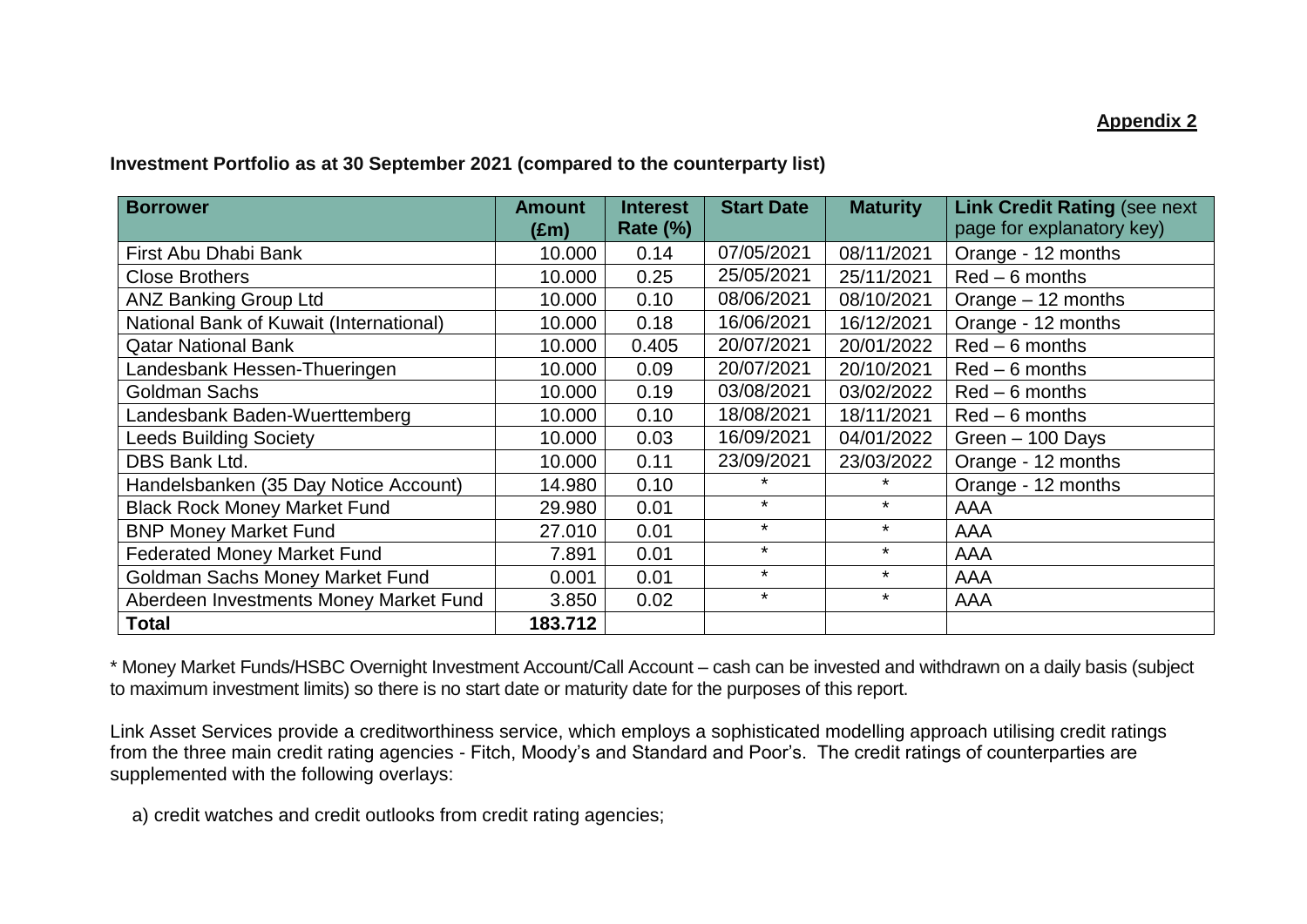**Appendix 2**

**Investment Portfolio as at 30 September 2021 (compared to the counterparty list)**

| Borrower | Amount (£m) | Interest Rate (%) | Start Date | Maturity | Link Credit Rating (see next page for explanatory key) |
|---|---|---|---|---|---|
| First Abu Dhabi Bank | 10.000 | 0.14 | 07/05/2021 | 08/11/2021 | Orange - 12 months |
| Close Brothers | 10.000 | 0.25 | 25/05/2021 | 25/11/2021 | Red – 6 months |
| ANZ Banking Group Ltd | 10.000 | 0.10 | 08/06/2021 | 08/10/2021 | Orange – 12 months |
| National Bank of Kuwait (International) | 10.000 | 0.18 | 16/06/2021 | 16/12/2021 | Orange - 12 months |
| Qatar National Bank | 10.000 | 0.405 | 20/07/2021 | 20/01/2022 | Red – 6 months |
| Landesbank Hessen-Thueringen | 10.000 | 0.09 | 20/07/2021 | 20/10/2021 | Red – 6 months |
| Goldman Sachs | 10.000 | 0.19 | 03/08/2021 | 03/02/2022 | Red – 6 months |
| Landesbank Baden-Wuerttemberg | 10.000 | 0.10 | 18/08/2021 | 18/11/2021 | Red – 6 months |
| Leeds Building Society | 10.000 | 0.03 | 16/09/2021 | 04/01/2022 | Green – 100 Days |
| DBS Bank Ltd. | 10.000 | 0.11 | 23/09/2021 | 23/03/2022 | Orange - 12 months |
| Handelsbanken (35 Day Notice Account) | 14.980 | 0.10 | * | * | Orange - 12 months |
| Black Rock Money Market Fund | 29.980 | 0.01 | * | * | AAA |
| BNP Money Market Fund | 27.010 | 0.01 | * | * | AAA |
| Federated Money Market Fund | 7.891 | 0.01 | * | * | AAA |
| Goldman Sachs Money Market Fund | 0.001 | 0.01 | * | * | AAA |
| Aberdeen Investments Money Market Fund | 3.850 | 0.02 | * | * | AAA |
| **Total** | **183.712** | | | | |

* Money Market Funds/HSBC Overnight Investment Account/Call Account – cash can be invested and withdrawn on a daily basis (subject to maximum investment limits) so there is no start date or maturity date for the purposes of this report.

Link Asset Services provide a creditworthiness service, which employs a sophisticated modelling approach utilising credit ratings from the three main credit rating agencies - Fitch, Moody's and Standard and Poor's. The credit ratings of counterparties are supplemented with the following overlays:

a) credit watches and credit outlooks from credit rating agencies;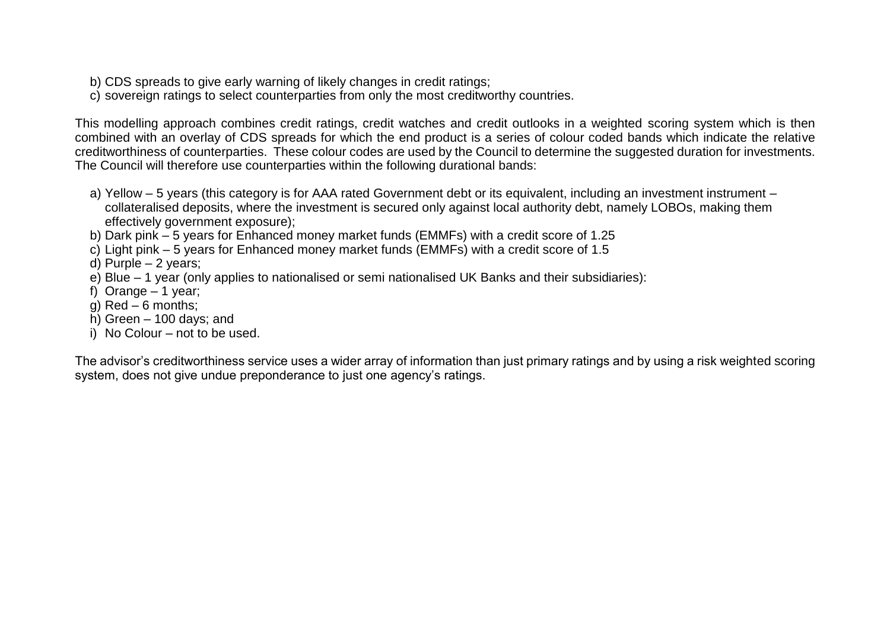b) CDS spreads to give early warning of likely changes in credit ratings;
c) sovereign ratings to select counterparties from only the most creditworthy countries.

This modelling approach combines credit ratings, credit watches and credit outlooks in a weighted scoring system which is then combined with an overlay of CDS spreads for which the end product is a series of colour coded bands which indicate the relative creditworthiness of counterparties. These colour codes are used by the Council to determine the suggested duration for investments. The Council will therefore use counterparties within the following durational bands:

a) Yellow – 5 years (this category is for AAA rated Government debt or its equivalent, including an investment instrument – collateralised deposits, where the investment is secured only against local authority debt, namely LOBOs, making them effectively government exposure);
b) Dark pink – 5 years for Enhanced money market funds (EMMFs) with a credit score of 1.25
c) Light pink – 5 years for Enhanced money market funds (EMMFs) with a credit score of 1.5
d) Purple – 2 years;
e) Blue – 1 year (only applies to nationalised or semi nationalised UK Banks and their subsidiaries):
f) Orange – 1 year;
g) Red – 6 months;
h) Green – 100 days; and
i) No Colour – not to be used.

The advisor's creditworthiness service uses a wider array of information than just primary ratings and by using a risk weighted scoring system, does not give undue preponderance to just one agency's ratings.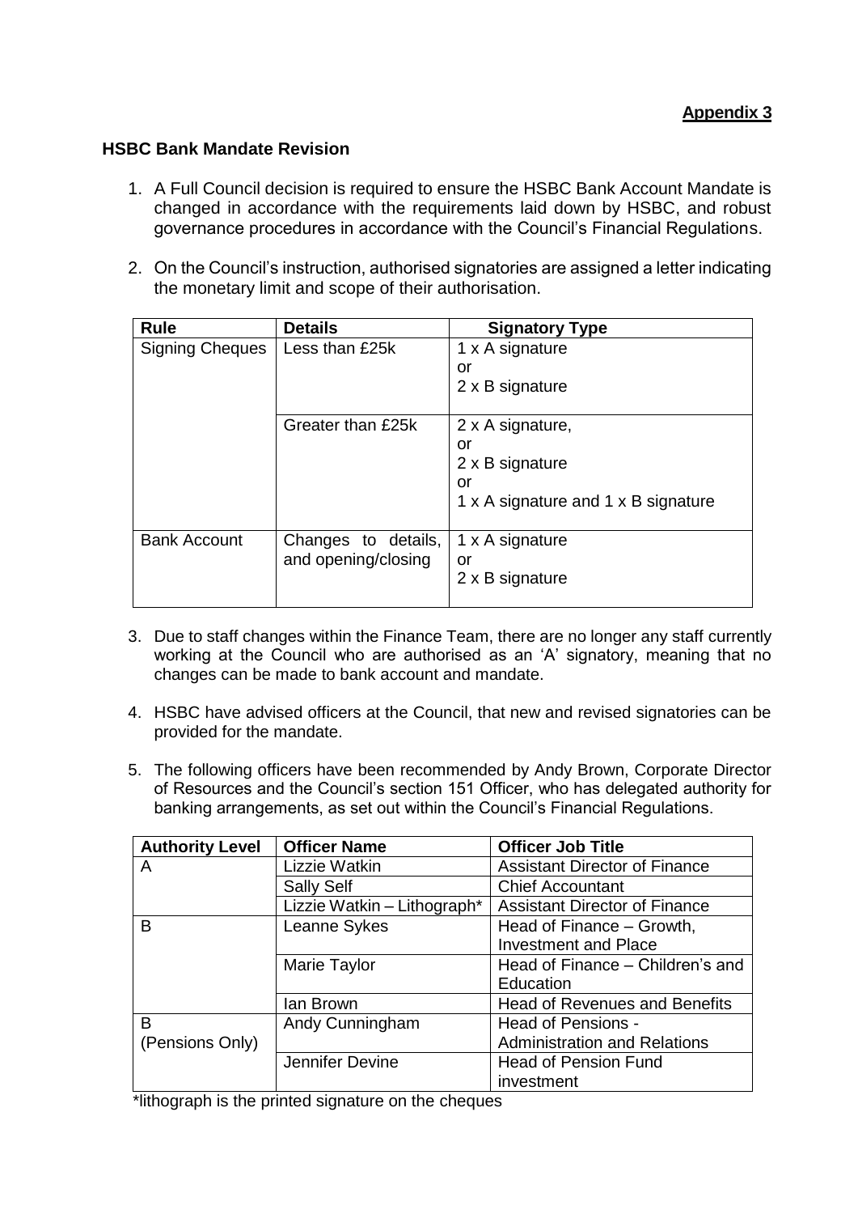**Appendix 3**

**HSBC Bank Mandate Revision**

1. A Full Council decision is required to ensure the HSBC Bank Account Mandate is changed in accordance with the requirements laid down by HSBC, and robust governance procedures in accordance with the Council's Financial Regulations.

2. On the Council's instruction, authorised signatories are assigned a letter indicating the monetary limit and scope of their authorisation.

| Rule | Details | Signatory Type |
|---|---|---|
| Signing Cheques | Less than £25k | 1 x A signature<br>or<br>2 x B signature |
| | Greater than £25k | 2 x A signature,<br>or<br>2 x B signature<br>or<br>1 x A signature and 1 x B signature |
| Bank Account | Changes to details, and opening/closing | 1 x A signature<br>or<br>2 x B signature |

3. Due to staff changes within the Finance Team, there are no longer any staff currently working at the Council who are authorised as an 'A' signatory, meaning that no changes can be made to bank account and mandate.

4. HSBC have advised officers at the Council, that new and revised signatories can be provided for the mandate.

5. The following officers have been recommended by Andy Brown, Corporate Director of Resources and the Council's section 151 Officer, who has delegated authority for banking arrangements, as set out within the Council's Financial Regulations.

| Authority Level | Officer Name | Officer Job Title |
|---|---|---|
| A | Lizzie Watkin | Assistant Director of Finance |
| | Sally Self | Chief Accountant |
| | Lizzie Watkin – Lithograph* | Assistant Director of Finance |
| B | Leanne Sykes | Head of Finance – Growth, Investment and Place |
| | Marie Taylor | Head of Finance – Children's and Education |
| | Ian Brown | Head of Revenues and Benefits |
| B (Pensions Only) | Andy Cunningham | Head of Pensions - Administration and Relations |
| | Jennifer Devine | Head of Pension Fund investment |

*lithograph is the printed signature on the cheques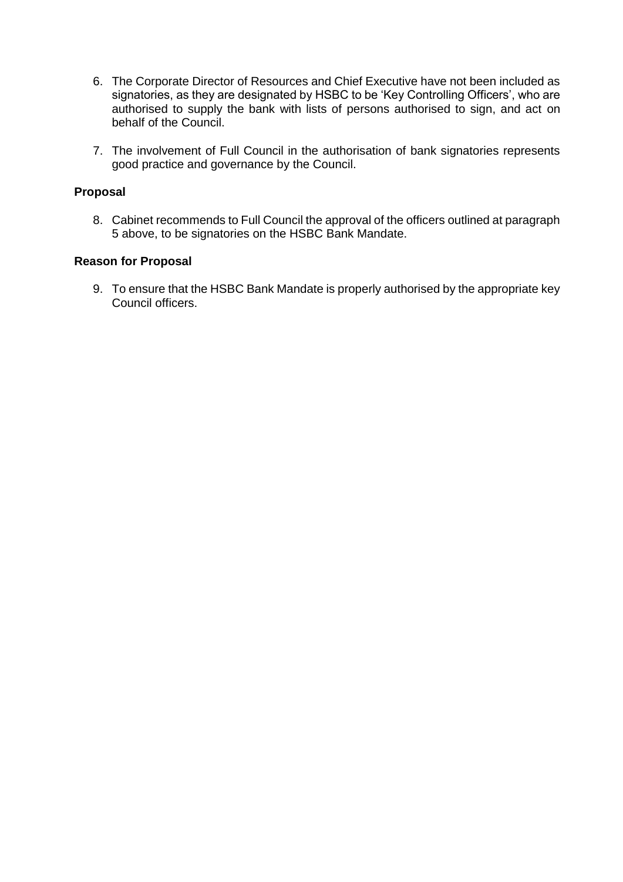6. The Corporate Director of Resources and Chief Executive have not been included as signatories, as they are designated by HSBC to be 'Key Controlling Officers', who are authorised to supply the bank with lists of persons authorised to sign, and act on behalf of the Council.

7. The involvement of Full Council in the authorisation of bank signatories represents good practice and governance by the Council.

**Proposal**

8. Cabinet recommends to Full Council the approval of the officers outlined at paragraph 5 above, to be signatories on the HSBC Bank Mandate.

**Reason for Proposal**

9. To ensure that the HSBC Bank Mandate is properly authorised by the appropriate key Council officers.